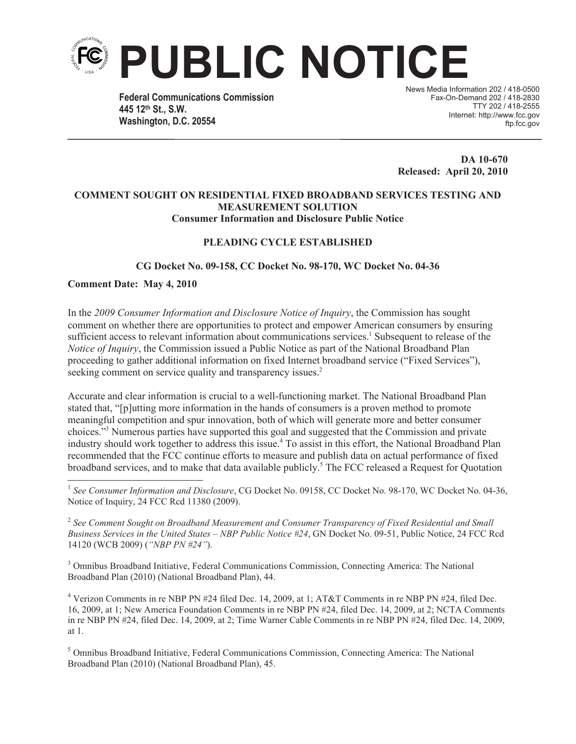# PUBLIC NOTICE

**Federal Communications Commission**
**445 12th St., S.W.**
**Washington, D.C. 20554**

News Media Information 202 / 418-0500
Fax-On-Demand 202 / 418-2830
TTY 202 / 418-2555
Internet: http://www.fcc.gov
ftp.fcc.gov

**DA 10-670**
**Released: April 20, 2010**

**COMMENT SOUGHT ON RESIDENTIAL FIXED BROADBAND SERVICES TESTING AND MEASUREMENT SOLUTION**
**Consumer Information and Disclosure Public Notice**

**PLEADING CYCLE ESTABLISHED**

**CG Docket No. 09-158, CC Docket No. 98-170, WC Docket No. 04-36**

**Comment Date: May 4, 2010**

In the *2009 Consumer Information and Disclosure Notice of Inquiry*, the Commission has sought comment on whether there are opportunities to protect and empower American consumers by ensuring sufficient access to relevant information about communications services.[1] Subsequent to release of the *Notice of Inquiry*, the Commission issued a Public Notice as part of the National Broadband Plan proceeding to gather additional information on fixed Internet broadband service ("Fixed Services"), seeking comment on service quality and transparency issues.[2]

Accurate and clear information is crucial to a well-functioning market. The National Broadband Plan stated that, "[p]utting more information in the hands of consumers is a proven method to promote meaningful competition and spur innovation, both of which will generate more and better consumer choices."[3] Numerous parties have supported this goal and suggested that the Commission and private industry should work together to address this issue.[4] To assist in this effort, the National Broadband Plan recommended that the FCC continue efforts to measure and publish data on actual performance of fixed broadband services, and to make that data available publicly.[5] The FCC released a Request for Quotation

---

[1] *See Consumer Information and Disclosure*, CG Docket No. 09158, CC Docket No. 98-170, WC Docket No. 04-36, Notice of Inquiry, 24 FCC Rcd 11380 (2009).

[2] *See Comment Sought on Broadband Measurement and Consumer Transparency of Fixed Residential and Small Business Services in the United States – NBP Public Notice #24*, GN Docket No. 09-51, Public Notice, 24 FCC Rcd 14120 (WCB 2009) (*"NBP PN #24"*).

[3] Omnibus Broadband Initiative, Federal Communications Commission, Connecting America: The National Broadband Plan (2010) (National Broadband Plan), 44.

[4] Verizon Comments in re NBP PN #24 filed Dec. 14, 2009, at 1; AT&T Comments in re NBP PN #24, filed Dec. 16, 2009, at 1; New America Foundation Comments in re NBP PN #24, filed Dec. 14, 2009, at 2; NCTA Comments in re NBP PN #24, filed Dec. 14, 2009, at 2; Time Warner Cable Comments in re NBP PN #24, filed Dec. 14, 2009, at 1.

[5] Omnibus Broadband Initiative, Federal Communications Commission, Connecting America: The National Broadband Plan (2010) (National Broadband Plan), 45.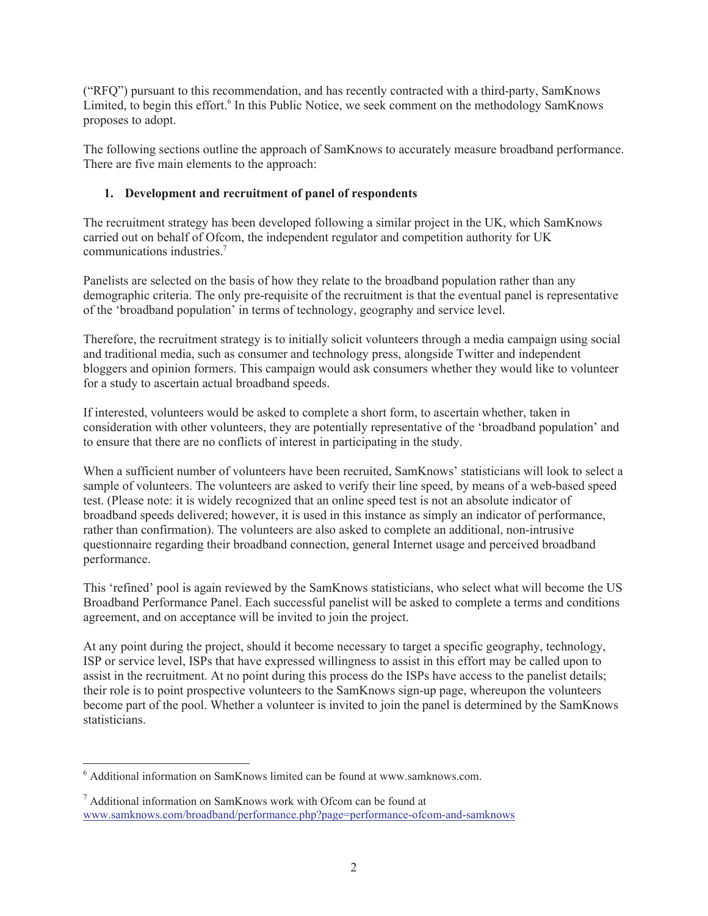("RFQ") pursuant to this recommendation, and has recently contracted with a third-party, SamKnows Limited, to begin this effort.[6] In this Public Notice, we seek comment on the methodology SamKnows proposes to adopt.

The following sections outline the approach of SamKnows to accurately measure broadband performance. There are five main elements to the approach:

**1. Development and recruitment of panel of respondents**

The recruitment strategy has been developed following a similar project in the UK, which SamKnows carried out on behalf of Ofcom, the independent regulator and competition authority for UK communications industries.[7]

Panelists are selected on the basis of how they relate to the broadband population rather than any demographic criteria. The only pre-requisite of the recruitment is that the eventual panel is representative of the 'broadband population' in terms of technology, geography and service level.

Therefore, the recruitment strategy is to initially solicit volunteers through a media campaign using social and traditional media, such as consumer and technology press, alongside Twitter and independent bloggers and opinion formers. This campaign would ask consumers whether they would like to volunteer for a study to ascertain actual broadband speeds.

If interested, volunteers would be asked to complete a short form, to ascertain whether, taken in consideration with other volunteers, they are potentially representative of the 'broadband population' and to ensure that there are no conflicts of interest in participating in the study.

When a sufficient number of volunteers have been recruited, SamKnows' statisticians will look to select a sample of volunteers. The volunteers are asked to verify their line speed, by means of a web-based speed test. (Please note: it is widely recognized that an online speed test is not an absolute indicator of broadband speeds delivered; however, it is used in this instance as simply an indicator of performance, rather than confirmation). The volunteers are also asked to complete an additional, non-intrusive questionnaire regarding their broadband connection, general Internet usage and perceived broadband performance.

This 'refined' pool is again reviewed by the SamKnows statisticians, who select what will become the US Broadband Performance Panel. Each successful panelist will be asked to complete a terms and conditions agreement, and on acceptance will be invited to join the project.

At any point during the project, should it become necessary to target a specific geography, technology, ISP or service level, ISPs that have expressed willingness to assist in this effort may be called upon to assist in the recruitment. At no point during this process do the ISPs have access to the panelist details; their role is to point prospective volunteers to the SamKnows sign-up page, whereupon the volunteers become part of the pool. Whether a volunteer is invited to join the panel is determined by the SamKnows statisticians.

---

[6] Additional information on SamKnows limited can be found at www.samknows.com.

[7] Additional information on SamKnows work with Ofcom can be found at www.samknows.com/broadband/performance.php?page=performance-ofcom-and-samknows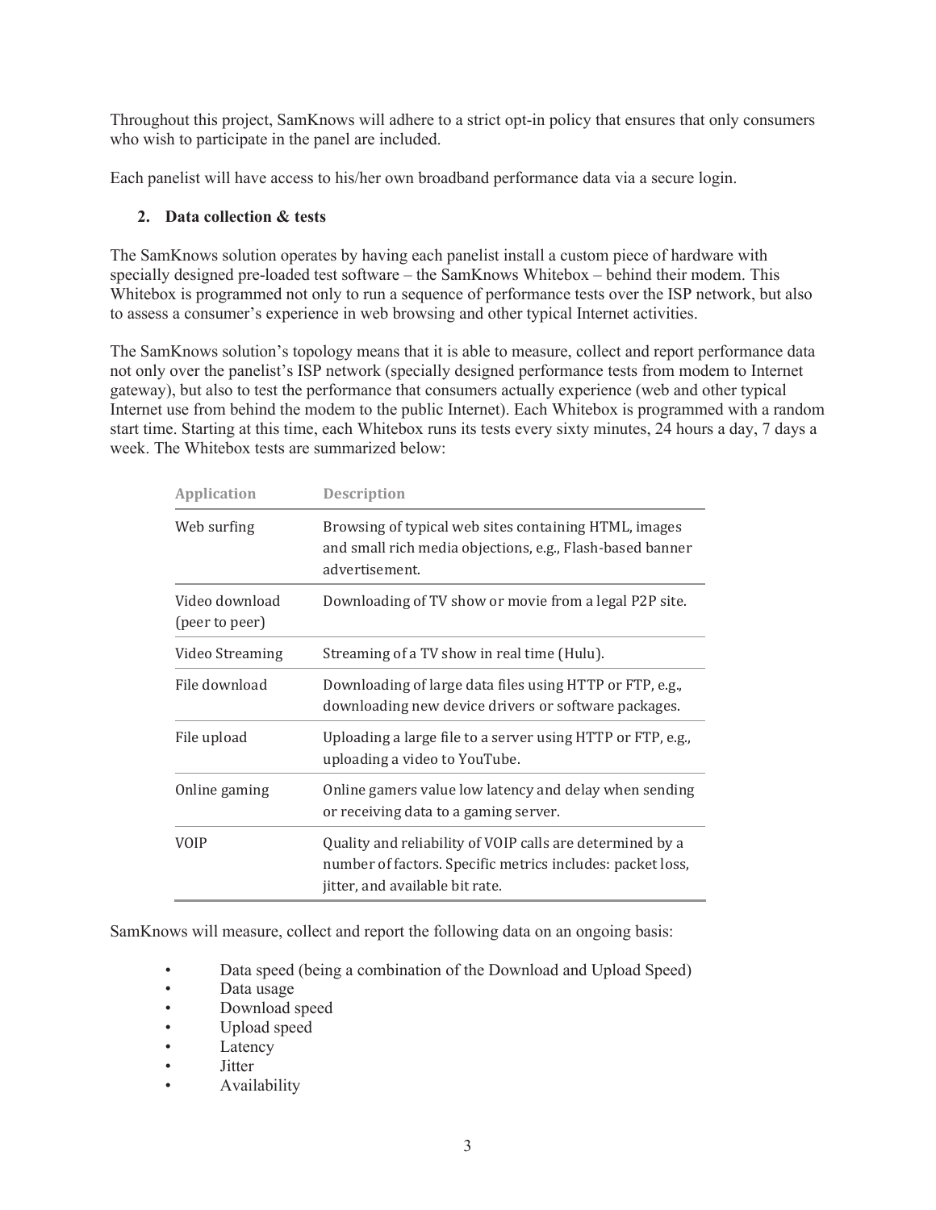Throughout this project, SamKnows will adhere to a strict opt-in policy that ensures that only consumers who wish to participate in the panel are included.

Each panelist will have access to his/her own broadband performance data via a secure login.

## 2. Data collection & tests

The SamKnows solution operates by having each panelist install a custom piece of hardware with specially designed pre-loaded test software – the SamKnows Whitebox – behind their modem. This Whitebox is programmed not only to run a sequence of performance tests over the ISP network, but also to assess a consumer's experience in web browsing and other typical Internet activities.

The SamKnows solution's topology means that it is able to measure, collect and report performance data not only over the panelist's ISP network (specially designed performance tests from modem to Internet gateway), but also to test the performance that consumers actually experience (web and other typical Internet use from behind the modem to the public Internet). Each Whitebox is programmed with a random start time. Starting at this time, each Whitebox runs its tests every sixty minutes, 24 hours a day, 7 days a week. The Whitebox tests are summarized below:

| Application | Description |
| --- | --- |
| Web surfing | Browsing of typical web sites containing HTML, images and small rich media objections, e.g., Flash-based banner advertisement. |
| Video download (peer to peer) | Downloading of TV show or movie from a legal P2P site. |
| Video Streaming | Streaming of a TV show in real time (Hulu). |
| File download | Downloading of large data files using HTTP or FTP, e.g., downloading new device drivers or software packages. |
| File upload | Uploading a large file to a server using HTTP or FTP, e.g., uploading a video to YouTube. |
| Online gaming | Online gamers value low latency and delay when sending or receiving data to a gaming server. |
| VOIP | Quality and reliability of VOIP calls are determined by a number of factors. Specific metrics includes: packet loss, jitter, and available bit rate. |

SamKnows will measure, collect and report the following data on an ongoing basis:

- Data speed (being a combination of the Download and Upload Speed)
- Data usage
- Download speed
- Upload speed
- Latency
- Jitter
- Availability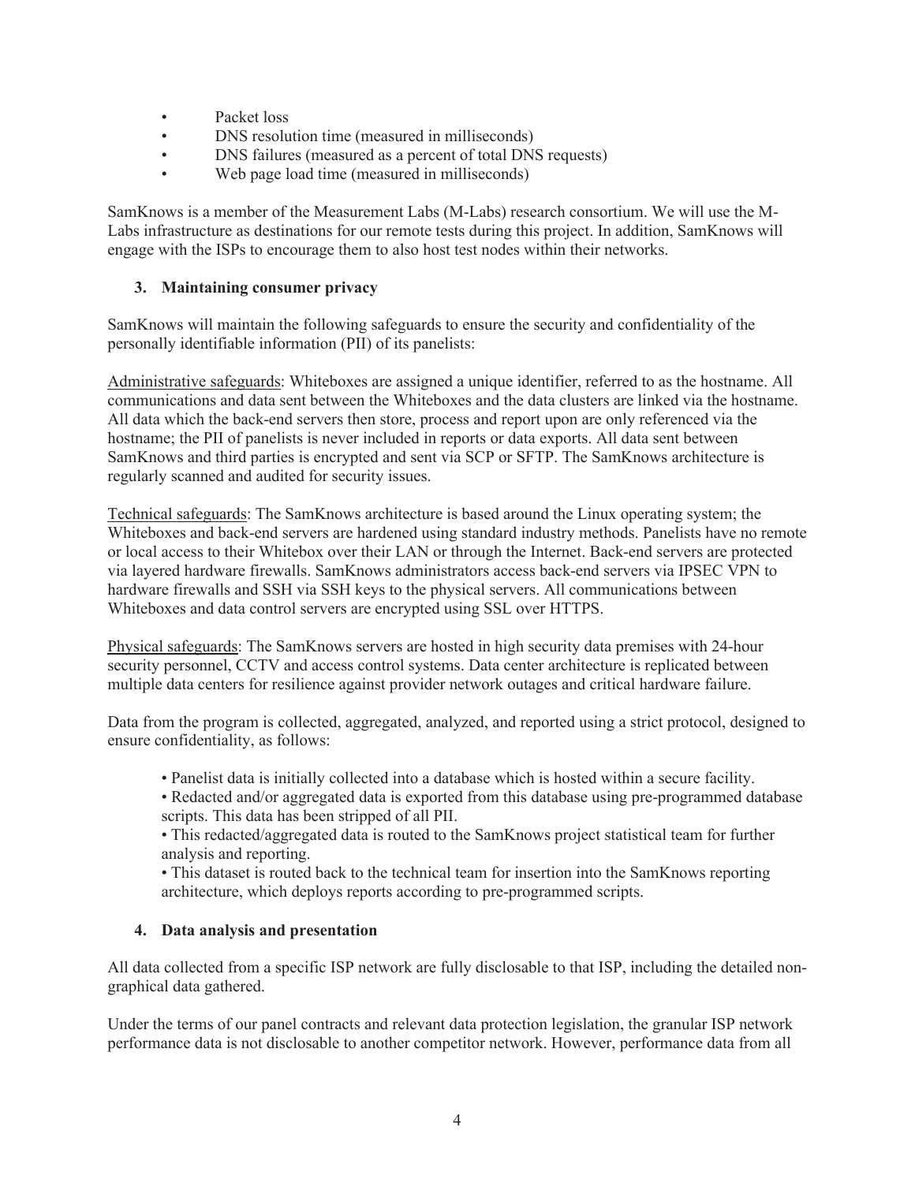- Packet loss
- DNS resolution time (measured in milliseconds)
- DNS failures (measured as a percent of total DNS requests)
- Web page load time (measured in milliseconds)

SamKnows is a member of the Measurement Labs (M-Labs) research consortium. We will use the M-Labs infrastructure as destinations for our remote tests during this project. In addition, SamKnows will engage with the ISPs to encourage them to also host test nodes within their networks.

### 3. Maintaining consumer privacy

SamKnows will maintain the following safeguards to ensure the security and confidentiality of the personally identifiable information (PII) of its panelists:

Administrative safeguards: Whiteboxes are assigned a unique identifier, referred to as the hostname. All communications and data sent between the Whiteboxes and the data clusters are linked via the hostname. All data which the back-end servers then store, process and report upon are only referenced via the hostname; the PII of panelists is never included in reports or data exports. All data sent between SamKnows and third parties is encrypted and sent via SCP or SFTP. The SamKnows architecture is regularly scanned and audited for security issues.

Technical safeguards: The SamKnows architecture is based around the Linux operating system; the Whiteboxes and back-end servers are hardened using standard industry methods. Panelists have no remote or local access to their Whitebox over their LAN or through the Internet. Back-end servers are protected via layered hardware firewalls. SamKnows administrators access back-end servers via IPSEC VPN to hardware firewalls and SSH via SSH keys to the physical servers. All communications between Whiteboxes and data control servers are encrypted using SSL over HTTPS.

Physical safeguards: The SamKnows servers are hosted in high security data premises with 24-hour security personnel, CCTV and access control systems. Data center architecture is replicated between multiple data centers for resilience against provider network outages and critical hardware failure.

Data from the program is collected, aggregated, analyzed, and reported using a strict protocol, designed to ensure confidentiality, as follows:

- Panelist data is initially collected into a database which is hosted within a secure facility.
- Redacted and/or aggregated data is exported from this database using pre-programmed database scripts. This data has been stripped of all PII.
- This redacted/aggregated data is routed to the SamKnows project statistical team for further analysis and reporting.
- This dataset is routed back to the technical team for insertion into the SamKnows reporting architecture, which deploys reports according to pre-programmed scripts.

### 4. Data analysis and presentation

All data collected from a specific ISP network are fully disclosable to that ISP, including the detailed non-graphical data gathered.

Under the terms of our panel contracts and relevant data protection legislation, the granular ISP network performance data is not disclosable to another competitor network. However, performance data from all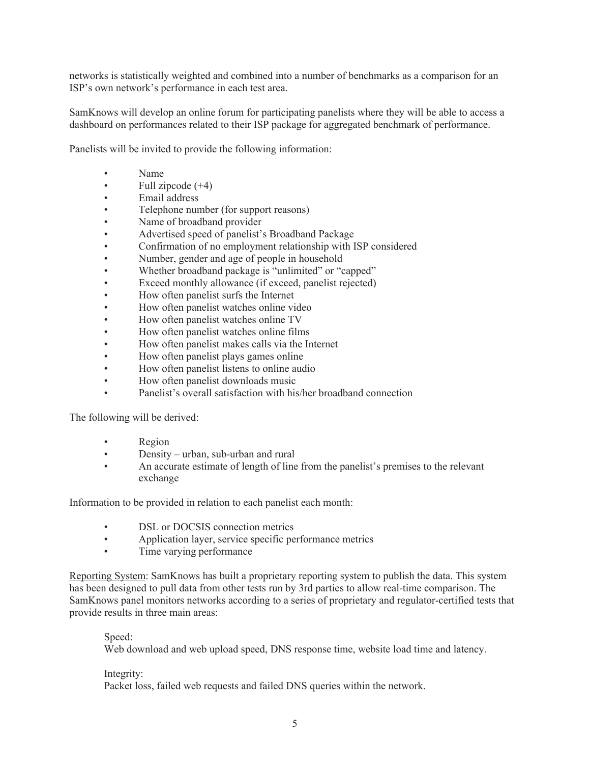networks is statistically weighted and combined into a number of benchmarks as a comparison for an ISP's own network's performance in each test area.

SamKnows will develop an online forum for participating panelists where they will be able to access a dashboard on performances related to their ISP package for aggregated benchmark of performance.

Panelists will be invited to provide the following information:

- Name
- Full zipcode (+4)
- Email address
- Telephone number (for support reasons)
- Name of broadband provider
- Advertised speed of panelist's Broadband Package
- Confirmation of no employment relationship with ISP considered
- Number, gender and age of people in household
- Whether broadband package is "unlimited" or "capped"
- Exceed monthly allowance (if exceed, panelist rejected)
- How often panelist surfs the Internet
- How often panelist watches online video
- How often panelist watches online TV
- How often panelist watches online films
- How often panelist makes calls via the Internet
- How often panelist plays games online
- How often panelist listens to online audio
- How often panelist downloads music
- Panelist's overall satisfaction with his/her broadband connection

The following will be derived:

- Region
- Density – urban, sub-urban and rural
- An accurate estimate of length of line from the panelist's premises to the relevant exchange

Information to be provided in relation to each panelist each month:

- DSL or DOCSIS connection metrics
- Application layer, service specific performance metrics
- Time varying performance

Reporting System: SamKnows has built a proprietary reporting system to publish the data. This system has been designed to pull data from other tests run by 3rd parties to allow real-time comparison. The SamKnows panel monitors networks according to a series of proprietary and regulator-certified tests that provide results in three main areas:

Speed:
Web download and web upload speed, DNS response time, website load time and latency.

Integrity:
Packet loss, failed web requests and failed DNS queries within the network.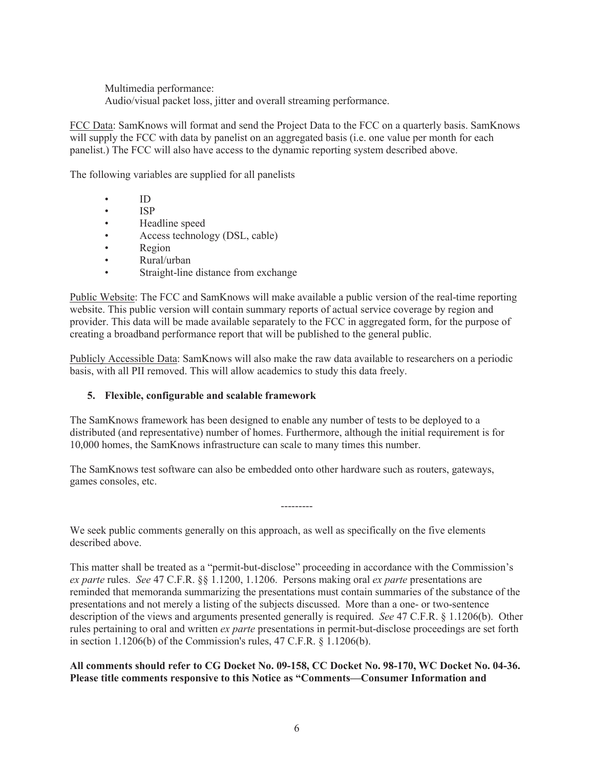Multimedia performance:
Audio/visual packet loss, jitter and overall streaming performance.

FCC Data: SamKnows will format and send the Project Data to the FCC on a quarterly basis. SamKnows will supply the FCC with data by panelist on an aggregated basis (i.e. one value per month for each panelist.) The FCC will also have access to the dynamic reporting system described above.

The following variables are supplied for all panelists

- ID
- ISP
- Headline speed
- Access technology (DSL, cable)
- Region
- Rural/urban
- Straight-line distance from exchange

Public Website: The FCC and SamKnows will make available a public version of the real-time reporting website. This public version will contain summary reports of actual service coverage by region and provider. This data will be made available separately to the FCC in aggregated form, for the purpose of creating a broadband performance report that will be published to the general public.

Publicly Accessible Data: SamKnows will also make the raw data available to researchers on a periodic basis, with all PII removed. This will allow academics to study this data freely.

**5. Flexible, configurable and scalable framework**

The SamKnows framework has been designed to enable any number of tests to be deployed to a distributed (and representative) number of homes. Furthermore, although the initial requirement is for 10,000 homes, the SamKnows infrastructure can scale to many times this number.

The SamKnows test software can also be embedded onto other hardware such as routers, gateways, games consoles, etc.

---------

We seek public comments generally on this approach, as well as specifically on the five elements described above.

This matter shall be treated as a "permit-but-disclose" proceeding in accordance with the Commission's *ex parte* rules. *See* 47 C.F.R. §§ 1.1200, 1.1206. Persons making oral *ex parte* presentations are reminded that memoranda summarizing the presentations must contain summaries of the substance of the presentations and not merely a listing of the subjects discussed. More than a one- or two-sentence description of the views and arguments presented generally is required. *See* 47 C.F.R. § 1.1206(b). Other rules pertaining to oral and written *ex parte* presentations in permit-but-disclose proceedings are set forth in section 1.1206(b) of the Commission's rules, 47 C.F.R. § 1.1206(b).

**All comments should refer to CG Docket No. 09-158, CC Docket No. 98-170, WC Docket No. 04-36. Please title comments responsive to this Notice as "Comments—Consumer Information and**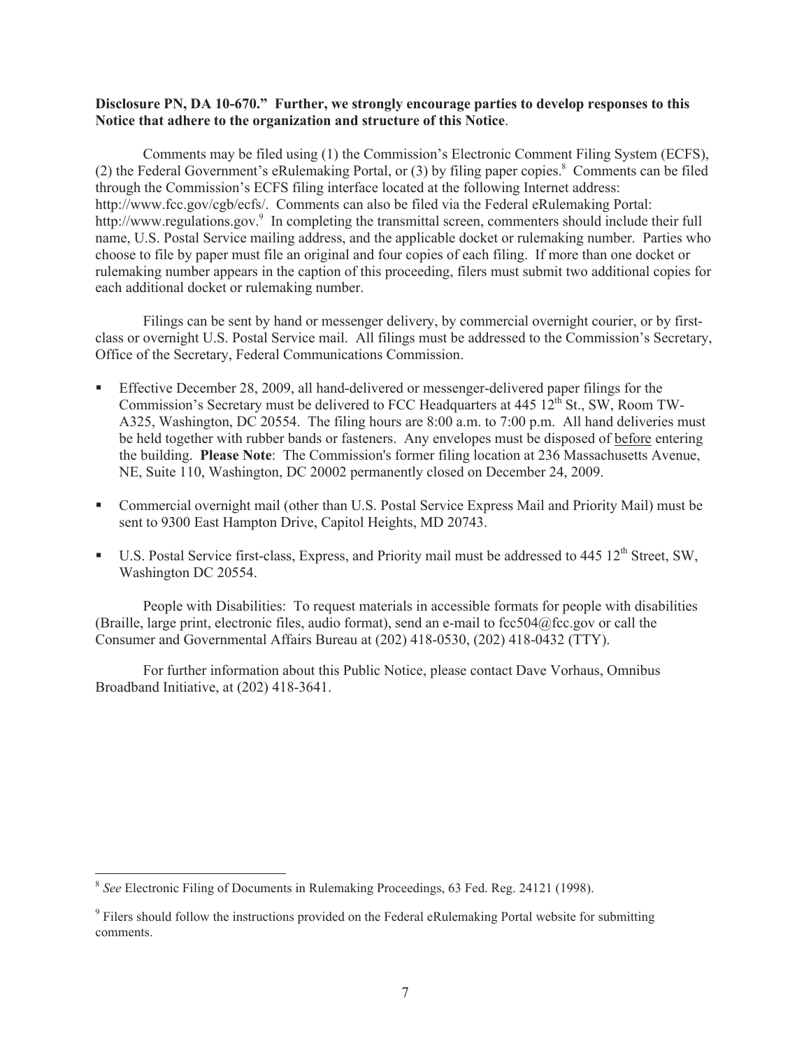**Disclosure PN, DA 10-670." Further, we strongly encourage parties to develop responses to this Notice that adhere to the organization and structure of this Notice**.

Comments may be filed using (1) the Commission's Electronic Comment Filing System (ECFS), (2) the Federal Government's eRulemaking Portal, or (3) by filing paper copies.[8] Comments can be filed through the Commission's ECFS filing interface located at the following Internet address: http://www.fcc.gov/cgb/ecfs/. Comments can also be filed via the Federal eRulemaking Portal: http://www.regulations.gov.[9] In completing the transmittal screen, commenters should include their full name, U.S. Postal Service mailing address, and the applicable docket or rulemaking number. Parties who choose to file by paper must file an original and four copies of each filing. If more than one docket or rulemaking number appears in the caption of this proceeding, filers must submit two additional copies for each additional docket or rulemaking number.

Filings can be sent by hand or messenger delivery, by commercial overnight courier, or by first-class or overnight U.S. Postal Service mail. All filings must be addressed to the Commission's Secretary, Office of the Secretary, Federal Communications Commission.

- Effective December 28, 2009, all hand-delivered or messenger-delivered paper filings for the Commission's Secretary must be delivered to FCC Headquarters at 445 12th St., SW, Room TW-A325, Washington, DC 20554. The filing hours are 8:00 a.m. to 7:00 p.m. All hand deliveries must be held together with rubber bands or fasteners. Any envelopes must be disposed of before entering the building. **Please Note**: The Commission's former filing location at 236 Massachusetts Avenue, NE, Suite 110, Washington, DC 20002 permanently closed on December 24, 2009.

- Commercial overnight mail (other than U.S. Postal Service Express Mail and Priority Mail) must be sent to 9300 East Hampton Drive, Capitol Heights, MD 20743.

- U.S. Postal Service first-class, Express, and Priority mail must be addressed to 445 12th Street, SW, Washington DC 20554.

People with Disabilities: To request materials in accessible formats for people with disabilities (Braille, large print, electronic files, audio format), send an e-mail to fcc504@fcc.gov or call the Consumer and Governmental Affairs Bureau at (202) 418-0530, (202) 418-0432 (TTY).

For further information about this Public Notice, please contact Dave Vorhaus, Omnibus Broadband Initiative, at (202) 418-3641.

---

[8] *See* Electronic Filing of Documents in Rulemaking Proceedings, 63 Fed. Reg. 24121 (1998).

[9] Filers should follow the instructions provided on the Federal eRulemaking Portal website for submitting comments.